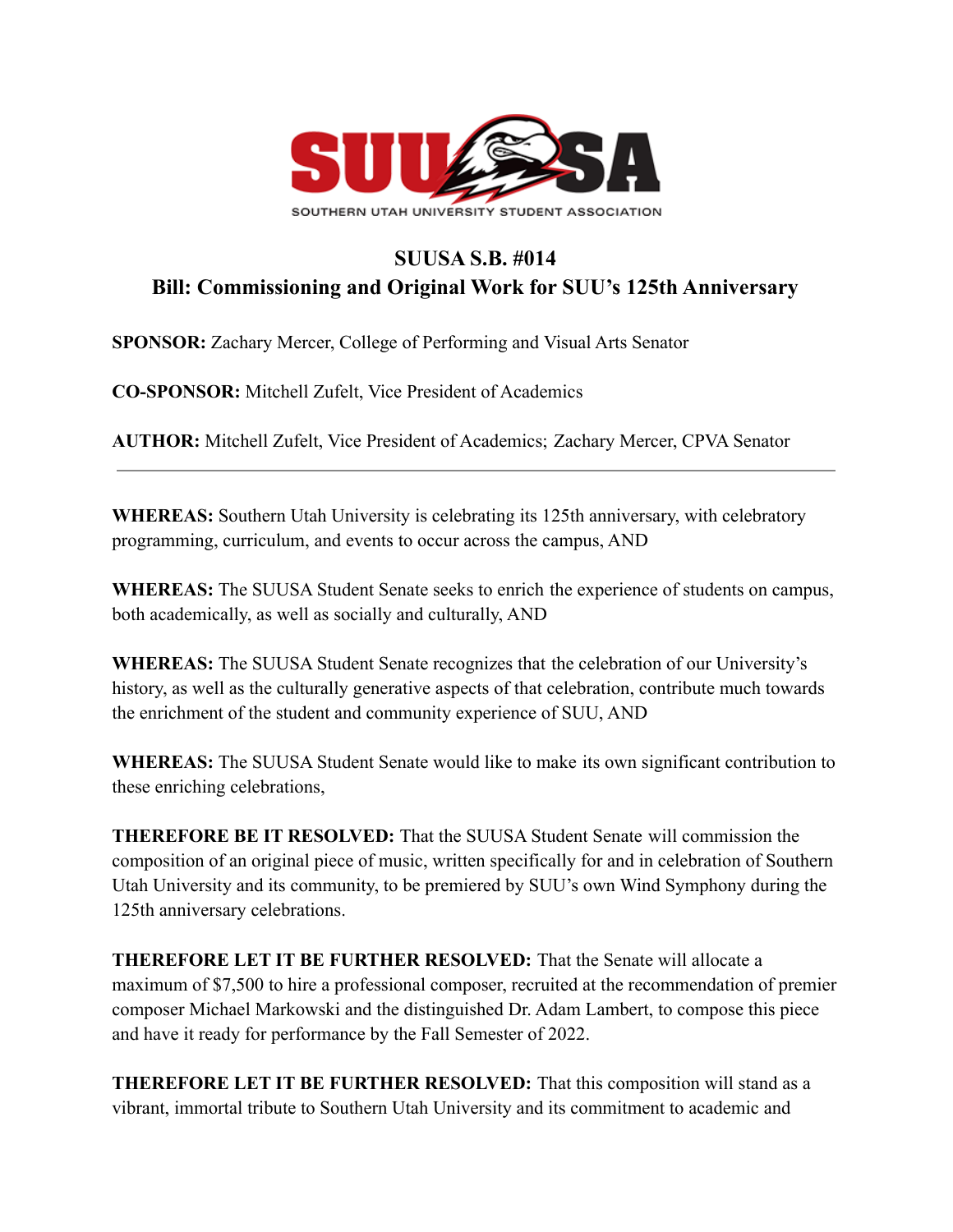SUUSA

SOUTHERN UTAH UNIVERSITY STUDENT ASSOCIATION

## SUUSA S.B. #014
## Bill: Commissioning and Original Work for SUU's 125th Anniversary

**SPONSOR:** Zachary Mercer, College of Performing and Visual Arts Senator

**CO-SPONSOR:** Mitchell Zufelt, Vice President of Academics

**AUTHOR:** Mitchell Zufelt, Vice President of Academics; Zachary Mercer, CPVA Senator

---

**WHEREAS:** Southern Utah University is celebrating its 125th anniversary, with celebratory programming, curriculum, and events to occur across the campus, AND

**WHEREAS:** The SUUSA Student Senate seeks to enrich the experience of students on campus, both academically, as well as socially and culturally, AND

**WHEREAS:** The SUUSA Student Senate recognizes that the celebration of our University's history, as well as the culturally generative aspects of that celebration, contribute much towards the enrichment of the student and community experience of SUU, AND

**WHEREAS:** The SUUSA Student Senate would like to make its own significant contribution to these enriching celebrations,

**THEREFORE BE IT RESOLVED:** That the SUUSA Student Senate will commission the composition of an original piece of music, written specifically for and in celebration of Southern Utah University and its community, to be premiered by SUU's own Wind Symphony during the 125th anniversary celebrations.

**THEREFORE LET IT BE FURTHER RESOLVED:** That the Senate will allocate a maximum of $7,500 to hire a professional composer, recruited at the recommendation of premier composer Michael Markowski and the distinguished Dr. Adam Lambert, to compose this piece and have it ready for performance by the Fall Semester of 2022.

**THEREFORE LET IT BE FURTHER RESOLVED:** That this composition will stand as a vibrant, immortal tribute to Southern Utah University and its commitment to academic and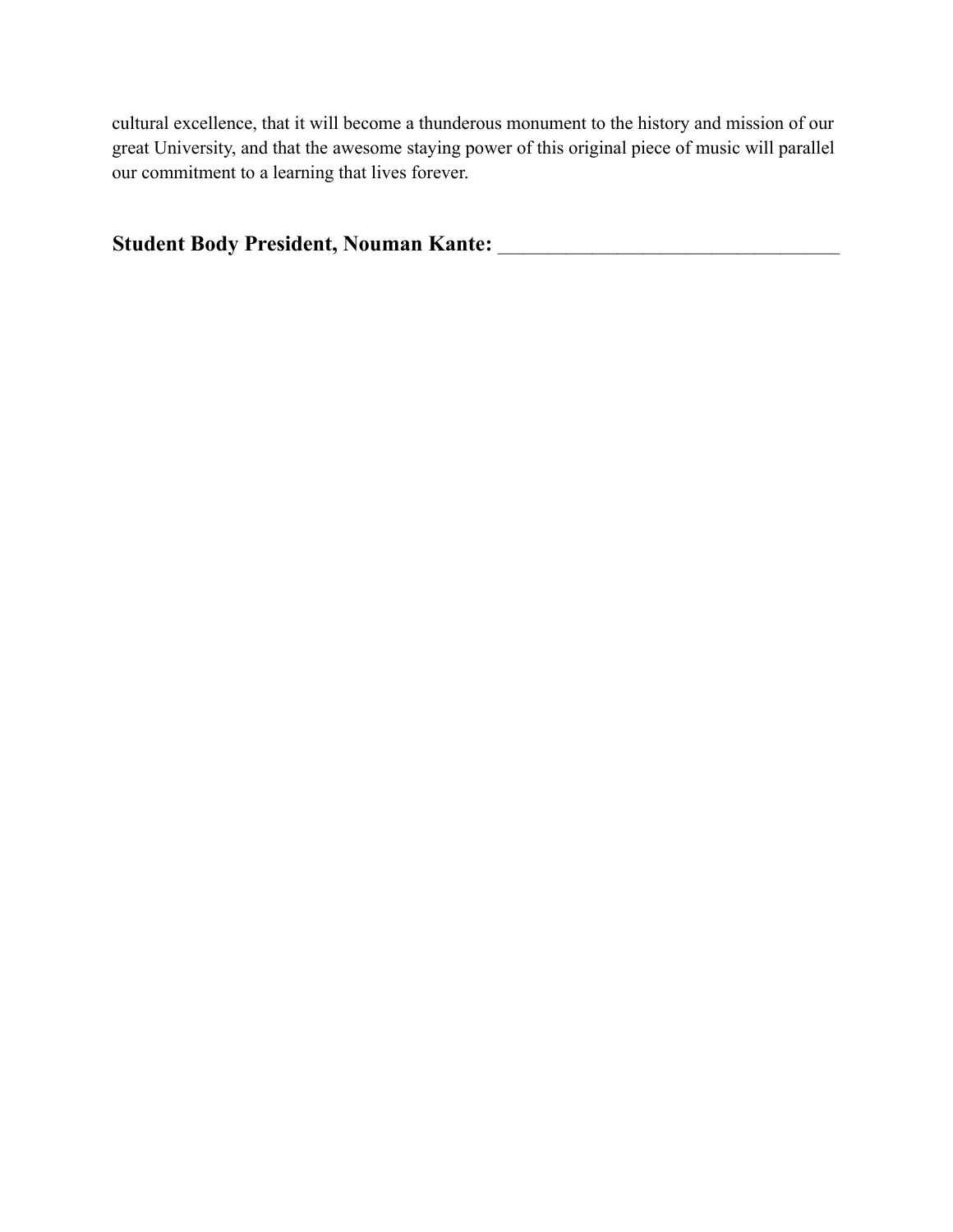cultural excellence, that it will become a thunderous monument to the history and mission of our great University, and that the awesome staying power of this original piece of music will parallel our commitment to a learning that lives forever.

**Student Body President, Nouman Kante:** _________________________________